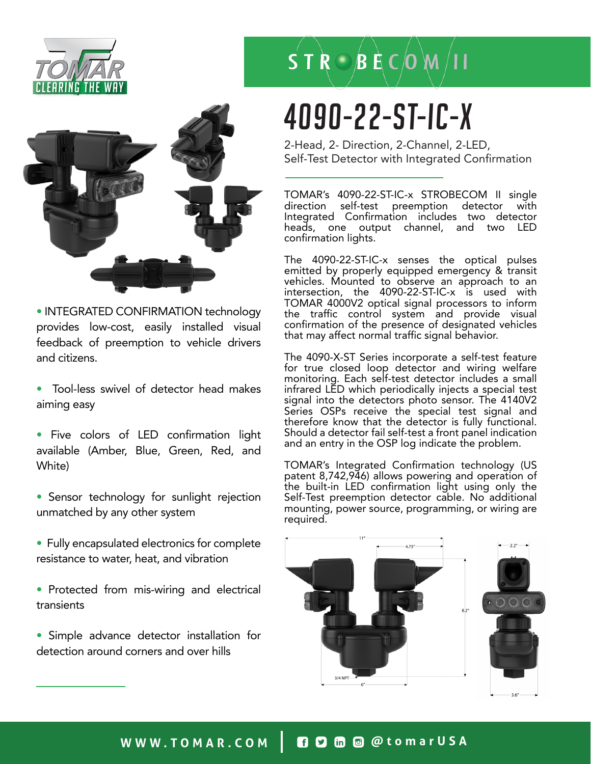TOMAR CLEARING THE WAY

STROBECOM II

# 4090-22-ST-IC-X

2-Head, 2- Direction, 2-Channel, 2-LED, Self-Test Detector with Integrated Confirmation

TOMAR's 4090-22-ST-IC-x STROBECOM II single direction self-test preemption detector with Integrated Confirmation includes two detector heads, one output channel, and two LED confirmation lights.

The 4090-22-ST-IC-x senses the optical pulses emitted by properly equipped emergency & transit vehicles. Mounted to observe an approach to an intersection, the 4090-22-ST-IC-x is used with TOMAR 4000V2 optical signal processors to inform the traffic control system and provide visual confirmation of the presence of designated vehicles that may affect normal traffic signal behavior.

The 4090-X-ST Series incorporate a self-test feature for true closed loop detector and wiring welfare monitoring. Each self-test detector includes a small infrared LED which periodically injects a special test signal into the detectors photo sensor. The 4140V2 Series OSPs receive the special test signal and therefore know that the detector is fully functional. Should a detector fail self-test a front panel indication and an entry in the OSP log indicate the problem.

TOMAR's Integrated Confirmation technology (US patent 8,742,946) allows powering and operation of the built-in LED confirmation light using only the Self-Test preemption detector cable. No additional mounting, power source, programming, or wiring are required.

- INTEGRATED CONFIRMATION technology provides low-cost, easily installed visual feedback of preemption to vehicle drivers and citizens.
- Tool-less swivel of detector head makes aiming easy
- Five colors of LED confirmation light available (Amber, Blue, Green, Red, and White)
- Sensor technology for sunlight rejection unmatched by any other system
- Fully encapsulated electronics for complete resistance to water, heat, and vibration
- Protected from mis-wiring and electrical transients
- Simple advance detector installation for detection around corners and over hills

11" 4.75" 8.2" 3/4 NPT 6" 2.2" 3.6"

WWW.TOMAR.COM | @tomarUSA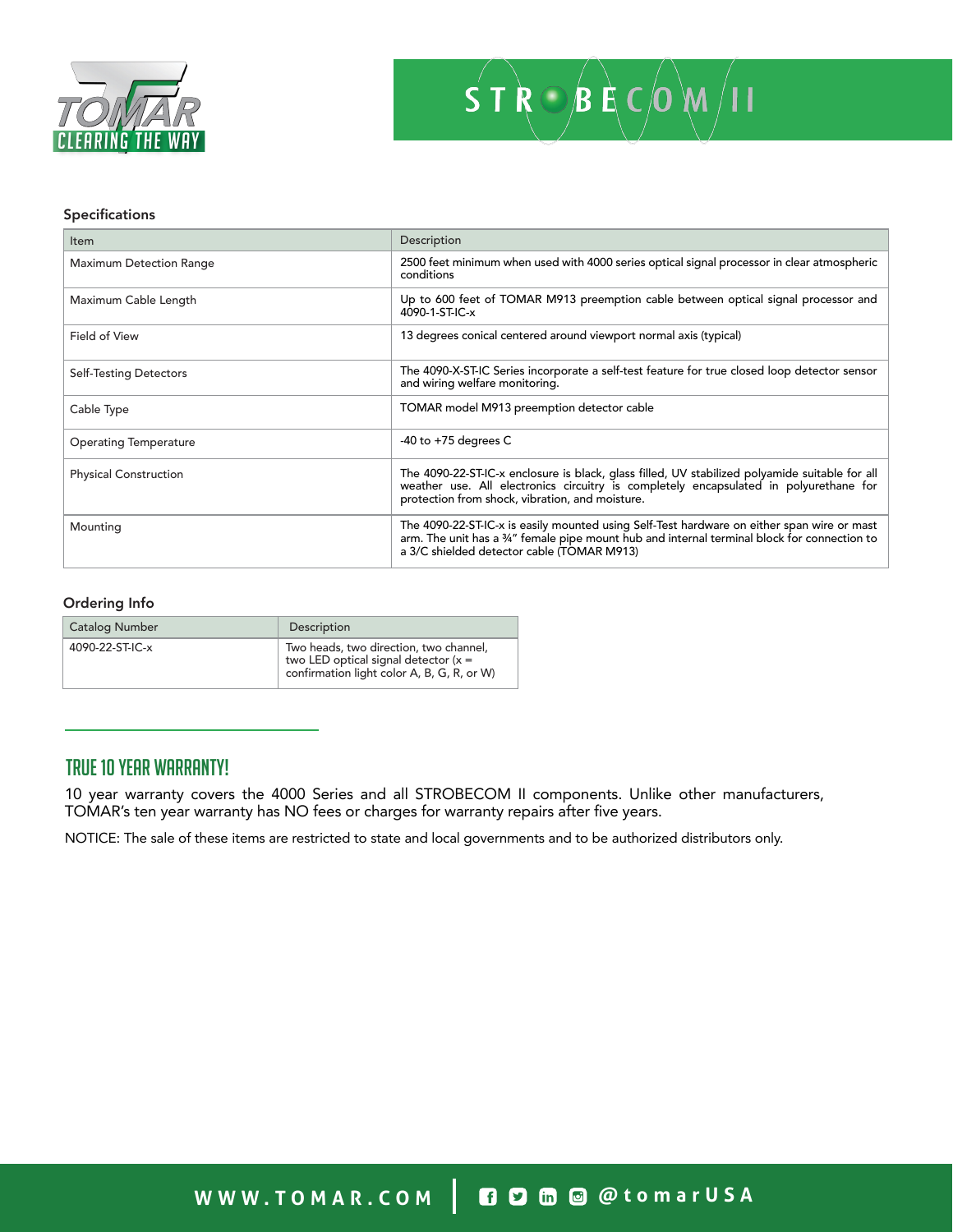## Specifications

| Item | Description |
|---|---|
| Maximum Detection Range | 2500 feet minimum when used with 4000 series optical signal processor in clear atmospheric conditions |
| Maximum Cable Length | Up to 600 feet of TOMAR M913 preemption cable between optical signal processor and 4090-1-ST-IC-x |
| Field of View | 13 degrees conical centered around viewport normal axis (typical) |
| Self-Testing Detectors | The 4090-X-ST-IC Series incorporate a self-test feature for true closed loop detector sensor and wiring welfare monitoring. |
| Cable Type | TOMAR model M913 preemption detector cable |
| Operating Temperature | -40 to +75 degrees C |
| Physical Construction | The 4090-22-ST-IC-x enclosure is black, glass filled, UV stabilized polyamide suitable for all weather use. All electronics circuitry is completely encapsulated in polyurethane for protection from shock, vibration, and moisture. |
| Mounting | The 4090-22-ST-IC-x is easily mounted using Self-Test hardware on either span wire or mast arm. The unit has a ¾" female pipe mount hub and internal terminal block for connection to a 3/C shielded detector cable (TOMAR M913) |

## Ordering Info

| Catalog Number | Description |
|---|---|
| 4090-22-ST-IC-x | Two heads, two direction, two channel, two LED optical signal detector (x = confirmation light color A, B, G, R, or W) |

## TRUE 10 YEAR WARRANTY!

10 year warranty covers the 4000 Series and all STROBECOM II components. Unlike other manufacturers, TOMAR's ten year warranty has NO fees or charges for warranty repairs after five years.

NOTICE: The sale of these items are restricted to state and local governments and to be authorized distributors only.